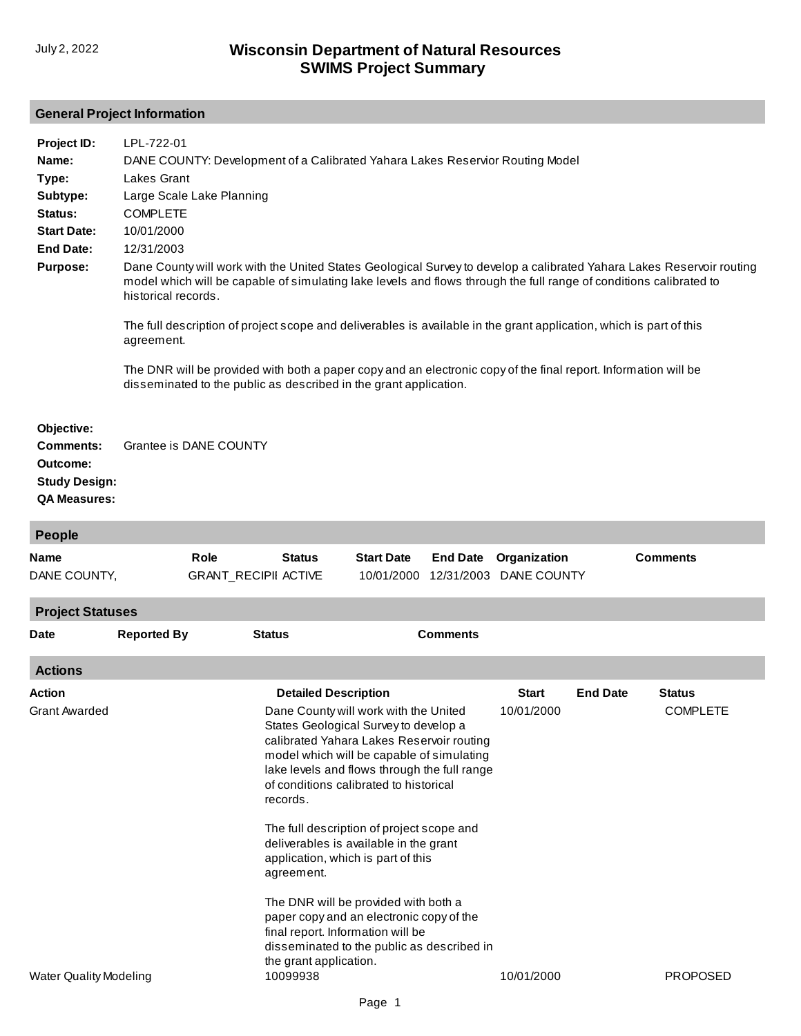# Wisconsin Department of Natural Resources
# SWIMS Project Summary

July 2, 2022

## General Project Information

**Project ID:** LPL-722-01

**Name:** DANE COUNTY: Development of a Calibrated Yahara Lakes Reservior Routing Model

**Type:** Lakes Grant

**Subtype:** Large Scale Lake Planning

**Status:** COMPLETE

**Start Date:** 10/01/2000

**End Date:** 12/31/2003

**Purpose:** Dane County will work with the United States Geological Survey to develop a calibrated Yahara Lakes Reservoir routing model which will be capable of simulating lake levels and flows through the full range of conditions calibrated to historical records.

The full description of project scope and deliverables is available in the grant application, which is part of this agreement.

The DNR will be provided with both a paper copy and an electronic copy of the final report. Information will be disseminated to the public as described in the grant application.

**Objective:**

**Comments:** Grantee is DANE COUNTY

**Outcome:**

**Study Design:**

**QA Measures:**

## People

| Name | Role | Status | Start Date | End Date | Organization | Comments |
|---|---|---|---|---|---|---|
| DANE COUNTY, | GRANT_RECIPII | ACTIVE | 10/01/2000 | 12/31/2003 | DANE COUNTY | |

## Project Statuses

| Date | Reported By | Status | Comments |
|---|---|---|---|

## Actions

| Action | Detailed Description | Start | End Date | Status |
|---|---|---|---|---|
| Grant Awarded | Dane County will work with the United States Geological Survey to develop a calibrated Yahara Lakes Reservoir routing model which will be capable of simulating lake levels and flows through the full range of conditions calibrated to historical records.<br><br>The full description of project scope and deliverables is available in the grant application, which is part of this agreement.<br><br>The DNR will be provided with both a paper copy and an electronic copy of the final report. Information will be disseminated to the public as described in the grant application. | 10/01/2000 | | COMPLETE |
| Water Quality Modeling | 10099938 | 10/01/2000 | | PROPOSED |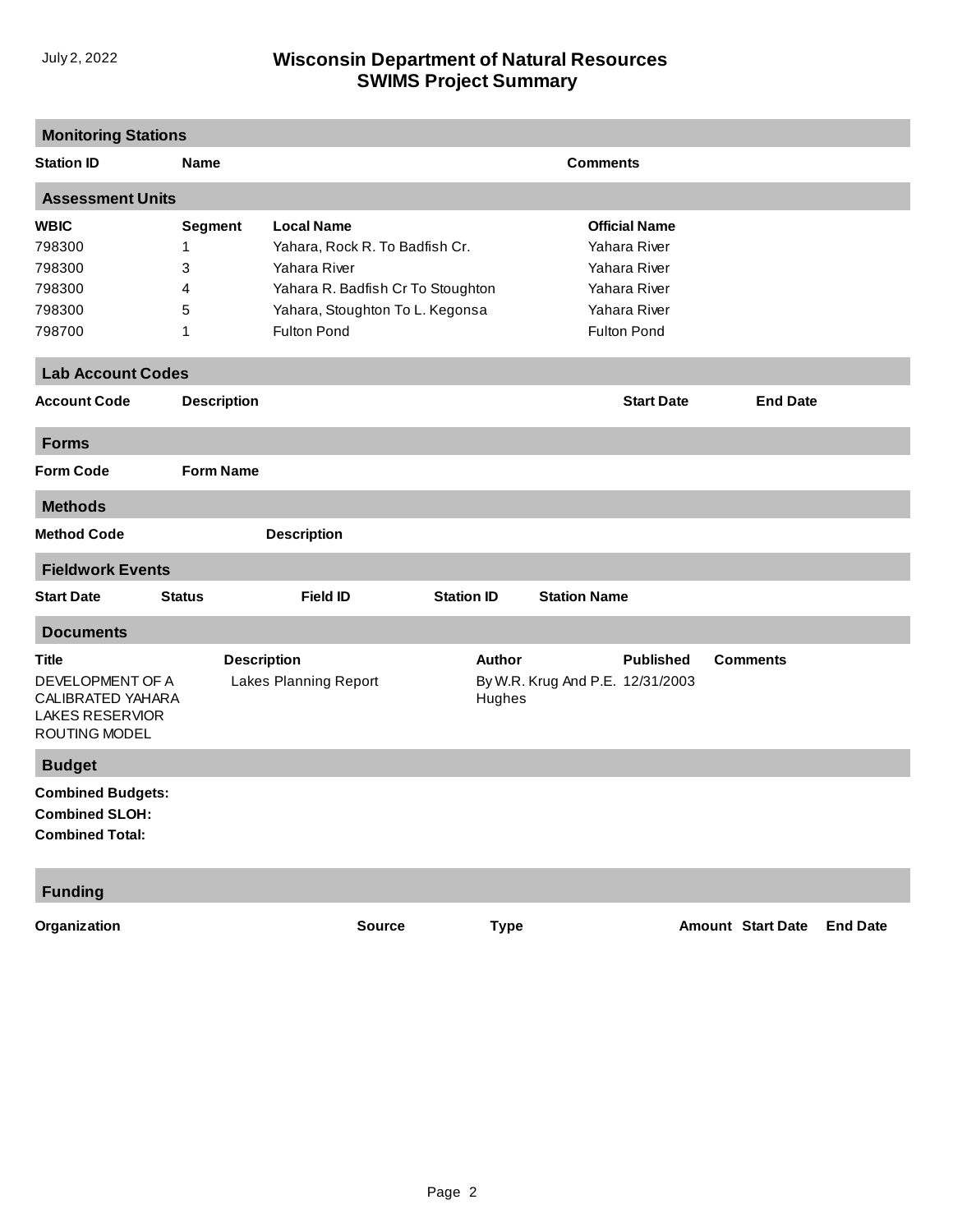## Monitoring Stations

| Station ID | Name | Comments |
|---|---|---|

## Assessment Units

| WBIC | Segment | Local Name | Official Name |
|---|---|---|---|
| 798300 | 1 | Yahara, Rock R. To Badfish Cr. | Yahara River |
| 798300 | 3 | Yahara River | Yahara River |
| 798300 | 4 | Yahara R. Badfish Cr To Stoughton | Yahara River |
| 798300 | 5 | Yahara, Stoughton To L. Kegonsa | Yahara River |
| 798700 | 1 | Fulton Pond | Fulton Pond |

## Lab Account Codes

| Account Code | Description | Start Date | End Date |
|---|---|---|---|

## Forms

| Form Code | Form Name |
|---|---|

## Methods

| Method Code | Description |
|---|---|

## Fieldwork Events

| Start Date | Status | Field ID | Station ID | Station Name |
|---|---|---|---|---|

## Documents

| Title | Description | Author | Published | Comments |
|---|---|---|---|---|
| DEVELOPMENT OF A CALIBRATED YAHARA LAKES RESERVIOR ROUTING MODEL | Lakes Planning Report | By W.R. Krug And P.E. Hughes | 12/31/2003 | |

## Budget

**Combined Budgets:**

**Combined SLOH:**

**Combined Total:**

## Funding

| Organization | Source | Type | Amount | Start Date | End Date |
|---|---|---|---|---|---|